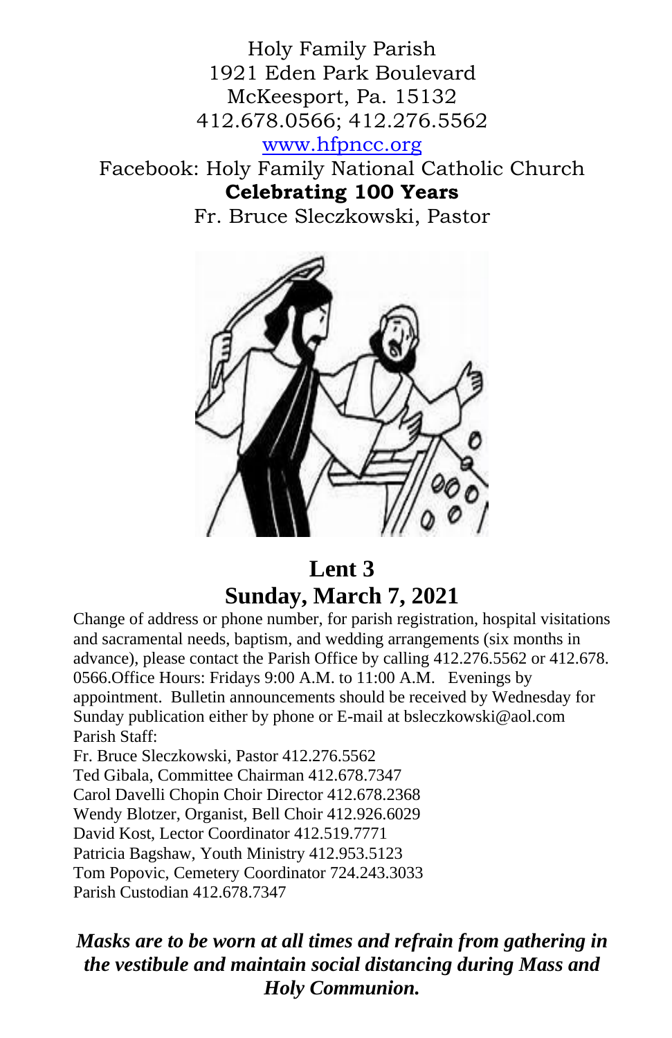Holy Family Parish
1921 Eden Park Boulevard
McKeesport, Pa. 15132
412.678.0566; 412.276.5562
www.hfpncc.org
Facebook: Holy Family National Catholic Church
**Celebrating 100 Years**
Fr. Bruce Sleczkowski, Pastor

# Lent 3
## Sunday, March 7, 2021

Change of address or phone number, for parish registration, hospital visitations and sacramental needs, baptism, and wedding arrangements (six months in advance), please contact the Parish Office by calling 412.276.5562 or 412.678. 0566.Office Hours: Fridays 9:00 A.M. to 11:00 A.M. Evenings by appointment. Bulletin announcements should be received by Wednesday for Sunday publication either by phone or E-mail at bsleczkowski@aol.com

Parish Staff:
Fr. Bruce Sleczkowski, Pastor 412.276.5562
Ted Gibala, Committee Chairman 412.678.7347
Carol Davelli Chopin Choir Director 412.678.2368
Wendy Blotzer, Organist, Bell Choir 412.926.6029
David Kost, Lector Coordinator 412.519.7771
Patricia Bagshaw, Youth Ministry 412.953.5123
Tom Popovic, Cemetery Coordinator 724.243.3033
Parish Custodian 412.678.7347

***Masks are to be worn at all times and refrain from gathering in the vestibule and maintain social distancing during Mass and Holy Communion.***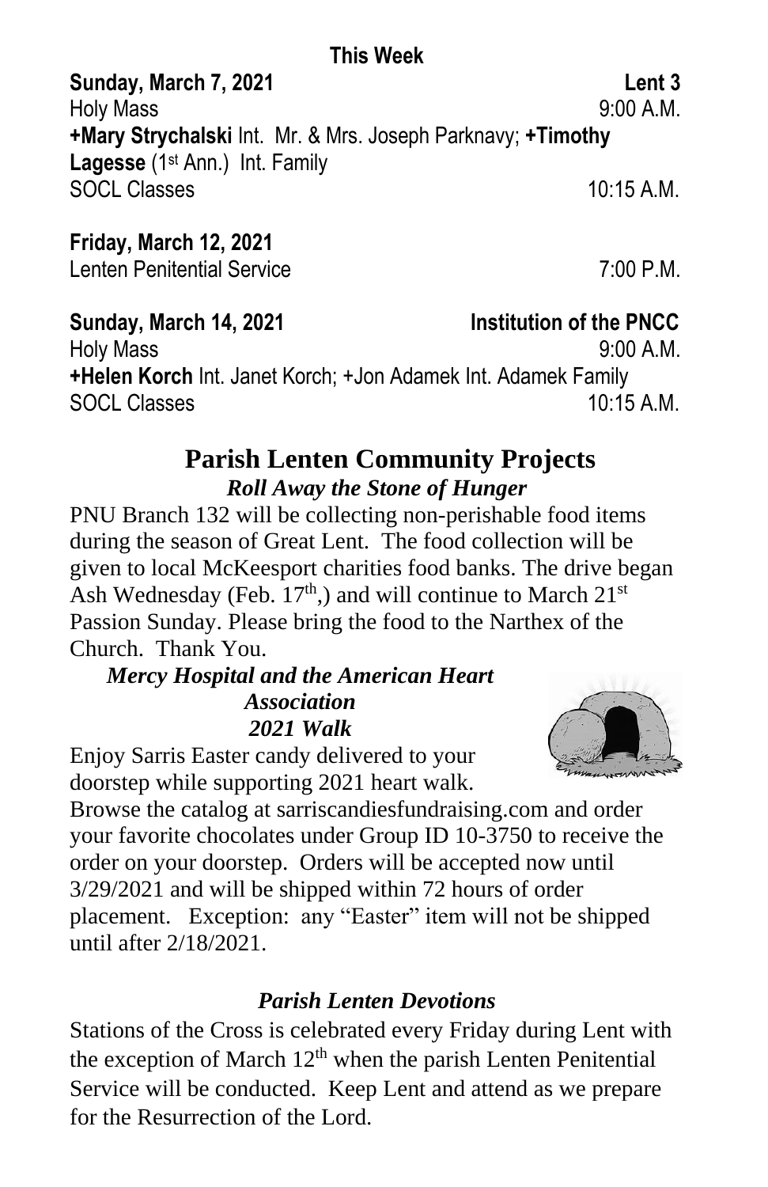## This Week

**Sunday, March 7, 2021** **Lent 3**

Holy Mass 9:00 A.M.

**+Mary Strychalski** Int. Mr. & Mrs. Joseph Parknavy; **+Timothy Lagesse** (1st Ann.) Int. Family

SOCL Classes 10:15 A.M.

**Friday, March 12, 2021**

Lenten Penitential Service 7:00 P.M.

**Sunday, March 14, 2021** **Institution of the PNCC**

Holy Mass 9:00 A.M.

**+Helen Korch** Int. Janet Korch; +Jon Adamek Int. Adamek Family

SOCL Classes 10:15 A.M.

## Parish Lenten Community Projects

### *Roll Away the Stone of Hunger*

PNU Branch 132 will be collecting non-perishable food items during the season of Great Lent. The food collection will be given to local McKeesport charities food banks. The drive began Ash Wednesday (Feb. 17th,) and will continue to March 21st Passion Sunday. Please bring the food to the Narthex of the Church. Thank You.

### *Mercy Hospital and the American Heart Association 2021 Walk*

Enjoy Sarris Easter candy delivered to your doorstep while supporting 2021 heart walk. Browse the catalog at sarriscandiesfundraising.com and order your favorite chocolates under Group ID 10-3750 to receive the order on your doorstep. Orders will be accepted now until 3/29/2021 and will be shipped within 72 hours of order placement. Exception: any "Easter" item will not be shipped until after 2/18/2021.

### *Parish Lenten Devotions*

Stations of the Cross is celebrated every Friday during Lent with the exception of March 12th when the parish Lenten Penitential Service will be conducted. Keep Lent and attend as we prepare for the Resurrection of the Lord.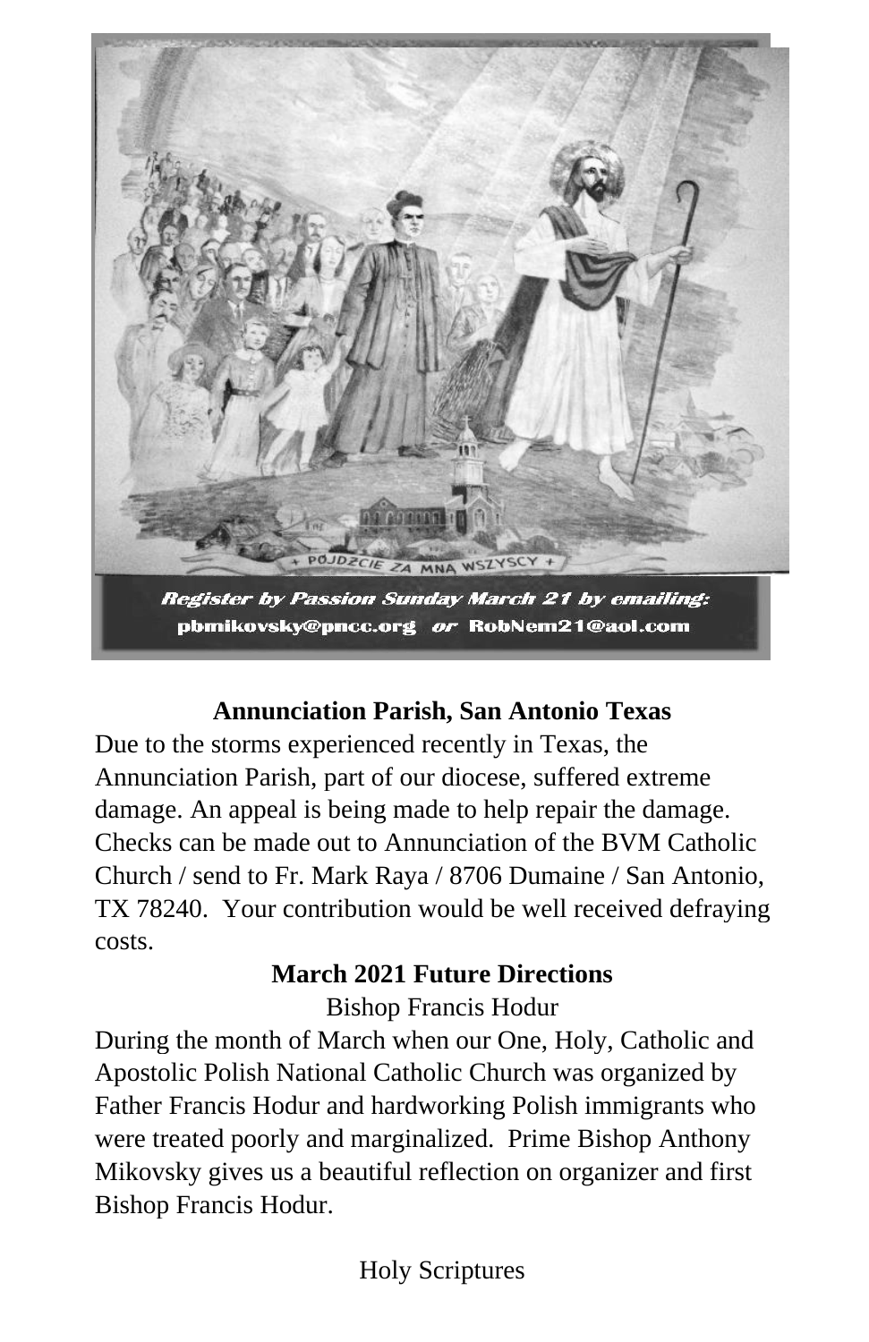+ POJDZCIE ZA MNĄ WSZYSCY +

***Register by Passion Sunday March 21 by emailing:***
**pbmikovsky@pncc.org** *or* **RobNem21@aol.com**

**Annunciation Parish, San Antonio Texas**

Due to the storms experienced recently in Texas, the Annunciation Parish, part of our diocese, suffered extreme damage. An appeal is being made to help repair the damage. Checks can be made out to Annunciation of the BVM Catholic Church / send to Fr. Mark Raya / 8706 Dumaine / San Antonio, TX 78240. Your contribution would be well received defraying costs.

**March 2021 Future Directions**

Bishop Francis Hodur

During the month of March when our One, Holy, Catholic and Apostolic Polish National Catholic Church was organized by Father Francis Hodur and hardworking Polish immigrants who were treated poorly and marginalized. Prime Bishop Anthony Mikovsky gives us a beautiful reflection on organizer and first Bishop Francis Hodur.

Holy Scriptures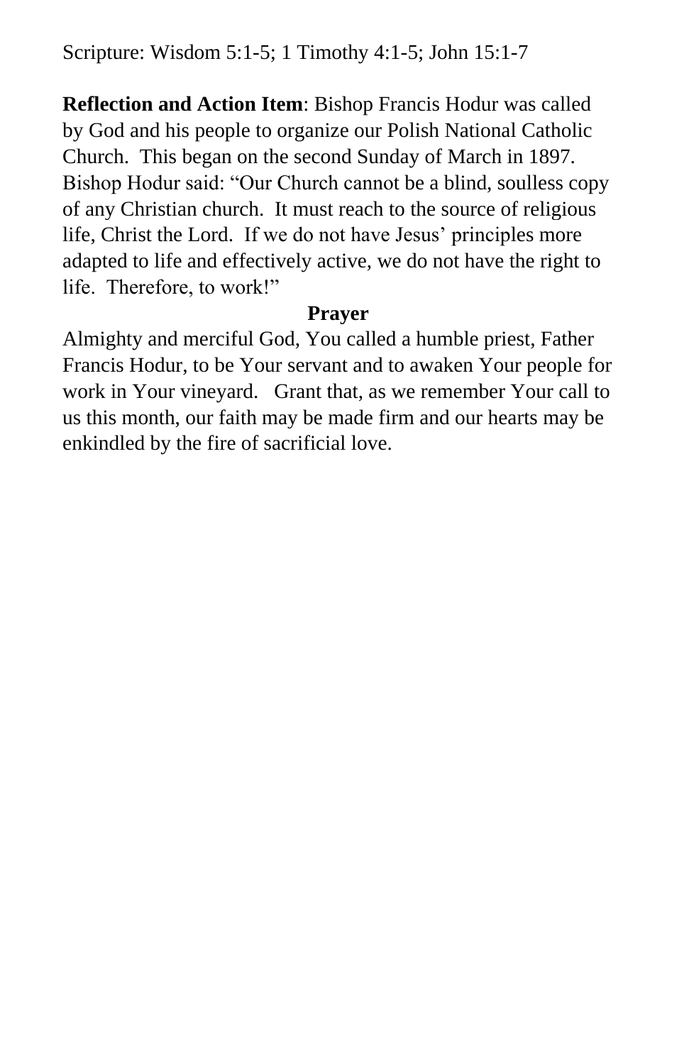Scripture: Wisdom 5:1-5; 1 Timothy 4:1-5; John 15:1-7

**Reflection and Action Item**: Bishop Francis Hodur was called by God and his people to organize our Polish National Catholic Church. This began on the second Sunday of March in 1897. Bishop Hodur said: "Our Church cannot be a blind, soulless copy of any Christian church. It must reach to the source of religious life, Christ the Lord. If we do not have Jesus' principles more adapted to life and effectively active, we do not have the right to life. Therefore, to work!"

**Prayer**

Almighty and merciful God, You called a humble priest, Father Francis Hodur, to be Your servant and to awaken Your people for work in Your vineyard. Grant that, as we remember Your call to us this month, our faith may be made firm and our hearts may be enkindled by the fire of sacrificial love.